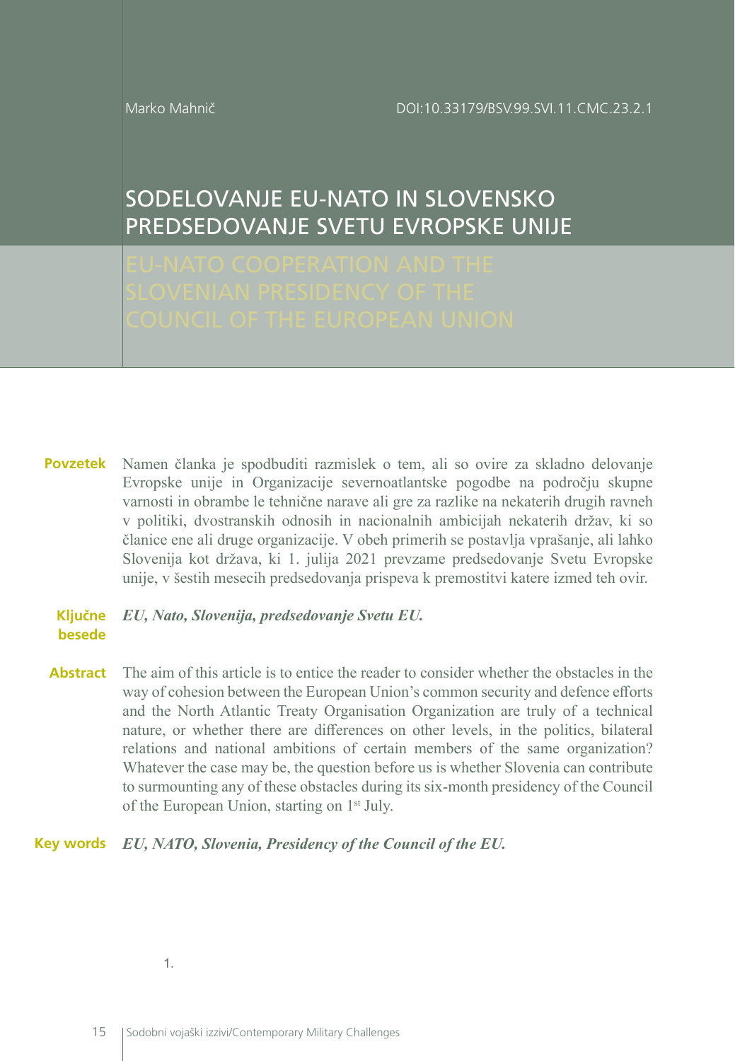Marko Mahnič

DOI:10.33179/BSV.99.SVI.11.CMC.23.2.1

# SODELOVANJE EU-NATO IN SLOVENSKO PREDSEDOVANJE SVETU EVROPSKE UNIJE

# EU-NATO COOPERATION AND THE SLOVENIAN PRESIDENCY OF THE COUNCIL OF THE EUROPEAN UNION

**Povzetek** Namen članka je spodbuditi razmislek o tem, ali so ovire za skladno delovanje Evropske unije in Organizacije severnoatlantske pogodbe na področju skupne varnosti in obrambe le tehnične narave ali gre za razlike na nekaterih drugih ravneh v politiki, dvostranskih odnosih in nacionalnih ambicijah nekaterih držav, ki so članice ene ali druge organizacije. V obeh primerih se postavlja vprašanje, ali lahko Slovenija kot država, ki 1. julija 2021 prevzame predsedovanje Svetu Evropske unije, v šestih mesecih predsedovanja prispeva k premostitvi katere izmed teh ovir.

**Ključne besede** *EU, Nato, Slovenija, predsedovanje Svetu EU.*

**Abstract** The aim of this article is to entice the reader to consider whether the obstacles in the way of cohesion between the European Union's common security and defence efforts and the North Atlantic Treaty Organisation Organization are truly of a technical nature, or whether there are differences on other levels, in the politics, bilateral relations and national ambitions of certain members of the same organization? Whatever the case may be, the question before us is whether Slovenia can contribute to surmounting any of these obstacles during its six-month presidency of the Council of the European Union, starting on 1st July.

**Key words** *EU, NATO, Slovenia, Presidency of the Council of the EU.*

1.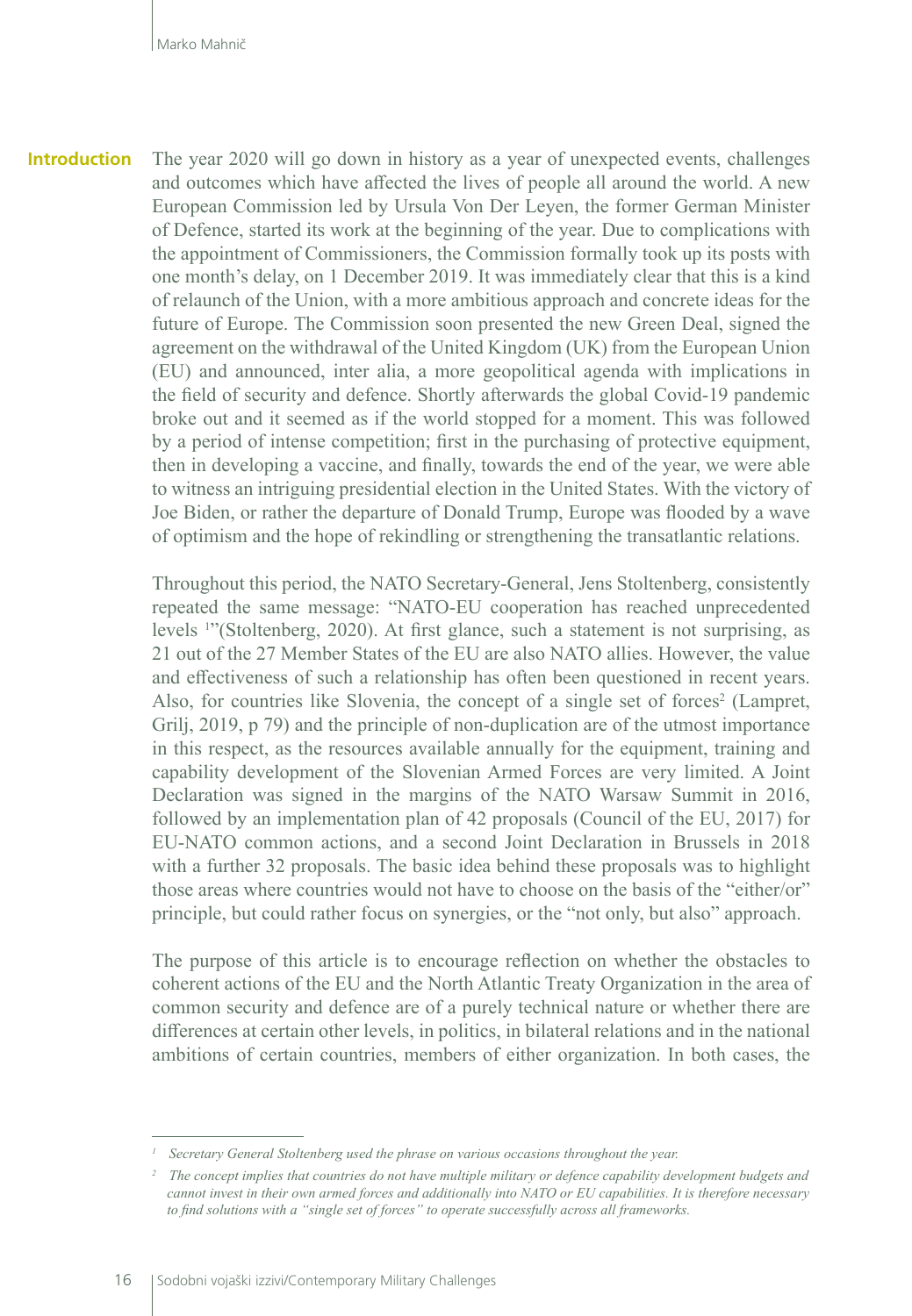## Introduction

The year 2020 will go down in history as a year of unexpected events, challenges and outcomes which have affected the lives of people all around the world. A new European Commission led by Ursula Von Der Leyen, the former German Minister of Defence, started its work at the beginning of the year. Due to complications with the appointment of Commissioners, the Commission formally took up its posts with one month's delay, on 1 December 2019. It was immediately clear that this is a kind of relaunch of the Union, with a more ambitious approach and concrete ideas for the future of Europe. The Commission soon presented the new Green Deal, signed the agreement on the withdrawal of the United Kingdom (UK) from the European Union (EU) and announced, inter alia, a more geopolitical agenda with implications in the field of security and defence. Shortly afterwards the global Covid-19 pandemic broke out and it seemed as if the world stopped for a moment. This was followed by a period of intense competition; first in the purchasing of protective equipment, then in developing a vaccine, and finally, towards the end of the year, we were able to witness an intriguing presidential election in the United States. With the victory of Joe Biden, or rather the departure of Donald Trump, Europe was flooded by a wave of optimism and the hope of rekindling or strengthening the transatlantic relations.

Throughout this period, the NATO Secretary-General, Jens Stoltenberg, consistently repeated the same message: "NATO-EU cooperation has reached unprecedented levels [1]"(Stoltenberg, 2020). At first glance, such a statement is not surprising, as 21 out of the 27 Member States of the EU are also NATO allies. However, the value and effectiveness of such a relationship has often been questioned in recent years. Also, for countries like Slovenia, the concept of a single set of forces[2] (Lampret, Grilj, 2019, p 79) and the principle of non-duplication are of the utmost importance in this respect, as the resources available annually for the equipment, training and capability development of the Slovenian Armed Forces are very limited. A Joint Declaration was signed in the margins of the NATO Warsaw Summit in 2016, followed by an implementation plan of 42 proposals (Council of the EU, 2017) for EU-NATO common actions, and a second Joint Declaration in Brussels in 2018 with a further 32 proposals. The basic idea behind these proposals was to highlight those areas where countries would not have to choose on the basis of the "either/or" principle, but could rather focus on synergies, or the "not only, but also" approach.

The purpose of this article is to encourage reflection on whether the obstacles to coherent actions of the EU and the North Atlantic Treaty Organization in the area of common security and defence are of a purely technical nature or whether there are differences at certain other levels, in politics, in bilateral relations and in the national ambitions of certain countries, members of either organization. In both cases, the

---

[1] *Secretary General Stoltenberg used the phrase on various occasions throughout the year.*

[2] *The concept implies that countries do not have multiple military or defence capability development budgets and cannot invest in their own armed forces and additionally into NATO or EU capabilities. It is therefore necessary to find solutions with a "single set of forces" to operate successfully across all frameworks.*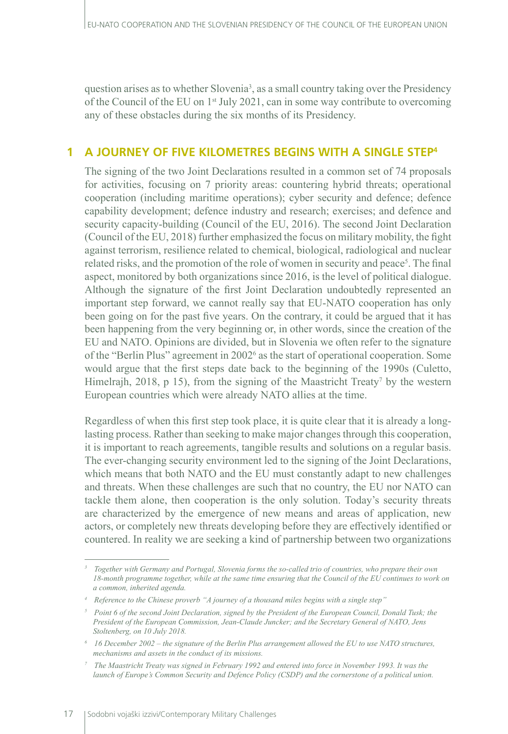question arises as to whether Slovenia[3], as a small country taking over the Presidency of the Council of the EU on 1st July 2021, can in some way contribute to overcoming any of these obstacles during the six months of its Presidency.

## 1 A JOURNEY OF FIVE KILOMETRES BEGINS WITH A SINGLE STEP[4]

The signing of the two Joint Declarations resulted in a common set of 74 proposals for activities, focusing on 7 priority areas: countering hybrid threats; operational cooperation (including maritime operations); cyber security and defence; defence capability development; defence industry and research; exercises; and defence and security capacity-building (Council of the EU, 2016). The second Joint Declaration (Council of the EU, 2018) further emphasized the focus on military mobility, the fight against terrorism, resilience related to chemical, biological, radiological and nuclear related risks, and the promotion of the role of women in security and peace[5]. The final aspect, monitored by both organizations since 2016, is the level of political dialogue. Although the signature of the first Joint Declaration undoubtedly represented an important step forward, we cannot really say that EU-NATO cooperation has only been going on for the past five years. On the contrary, it could be argued that it has been happening from the very beginning or, in other words, since the creation of the EU and NATO. Opinions are divided, but in Slovenia we often refer to the signature of the "Berlin Plus" agreement in 2002[6] as the start of operational cooperation. Some would argue that the first steps date back to the beginning of the 1990s (Culetto, Himelrajh, 2018, p 15), from the signing of the Maastricht Treaty[7] by the western European countries which were already NATO allies at the time.

Regardless of when this first step took place, it is quite clear that it is already a long-lasting process. Rather than seeking to make major changes through this cooperation, it is important to reach agreements, tangible results and solutions on a regular basis. The ever-changing security environment led to the signing of the Joint Declarations, which means that both NATO and the EU must constantly adapt to new challenges and threats. When these challenges are such that no country, the EU nor NATO can tackle them alone, then cooperation is the only solution. Today's security threats are characterized by the emergence of new means and areas of application, new actors, or completely new threats developing before they are effectively identified or countered. In reality we are seeking a kind of partnership between two organizations

---

[3] *Together with Germany and Portugal, Slovenia forms the so-called trio of countries, who prepare their own 18-month programme together, while at the same time ensuring that the Council of the EU continues to work on a common, inherited agenda.*

[4] *Reference to the Chinese proverb "A journey of a thousand miles begins with a single step"*

[5] *Point 6 of the second Joint Declaration, signed by the President of the European Council, Donald Tusk; the President of the European Commission, Jean-Claude Juncker; and the Secretary General of NATO, Jens Stoltenberg, on 10 July 2018.*

[6] *16 December 2002 – the signature of the Berlin Plus arrangement allowed the EU to use NATO structures, mechanisms and assets in the conduct of its missions.*

[7] *The Maastricht Treaty was signed in February 1992 and entered into force in November 1993. It was the launch of Europe's Common Security and Defence Policy (CSDP) and the cornerstone of a political union.*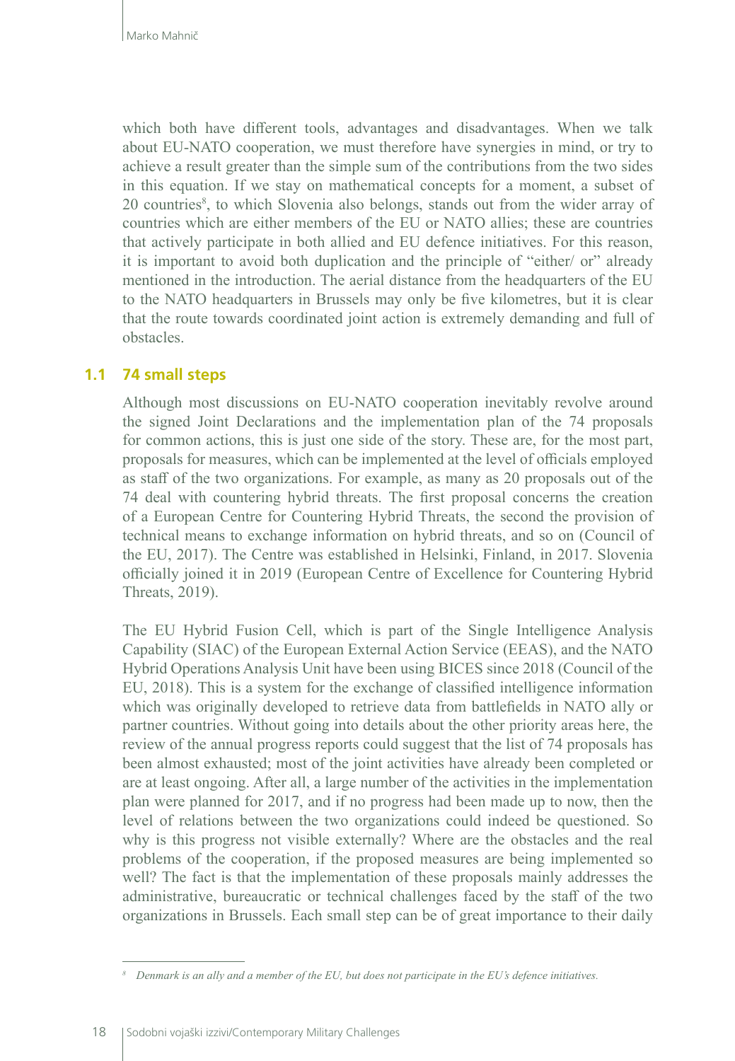which both have different tools, advantages and disadvantages. When we talk about EU-NATO cooperation, we must therefore have synergies in mind, or try to achieve a result greater than the simple sum of the contributions from the two sides in this equation. If we stay on mathematical concepts for a moment, a subset of 20 countries[8], to which Slovenia also belongs, stands out from the wider array of countries which are either members of the EU or NATO allies; these are countries that actively participate in both allied and EU defence initiatives. For this reason, it is important to avoid both duplication and the principle of "either/ or" already mentioned in the introduction. The aerial distance from the headquarters of the EU to the NATO headquarters in Brussels may only be five kilometres, but it is clear that the route towards coordinated joint action is extremely demanding and full of obstacles.

## 1.1 74 small steps

Although most discussions on EU-NATO cooperation inevitably revolve around the signed Joint Declarations and the implementation plan of the 74 proposals for common actions, this is just one side of the story. These are, for the most part, proposals for measures, which can be implemented at the level of officials employed as staff of the two organizations. For example, as many as 20 proposals out of the 74 deal with countering hybrid threats. The first proposal concerns the creation of a European Centre for Countering Hybrid Threats, the second the provision of technical means to exchange information on hybrid threats, and so on (Council of the EU, 2017). The Centre was established in Helsinki, Finland, in 2017. Slovenia officially joined it in 2019 (European Centre of Excellence for Countering Hybrid Threats, 2019).

The EU Hybrid Fusion Cell, which is part of the Single Intelligence Analysis Capability (SIAC) of the European External Action Service (EEAS), and the NATO Hybrid Operations Analysis Unit have been using BICES since 2018 (Council of the EU, 2018). This is a system for the exchange of classified intelligence information which was originally developed to retrieve data from battlefields in NATO ally or partner countries. Without going into details about the other priority areas here, the review of the annual progress reports could suggest that the list of 74 proposals has been almost exhausted; most of the joint activities have already been completed or are at least ongoing. After all, a large number of the activities in the implementation plan were planned for 2017, and if no progress had been made up to now, then the level of relations between the two organizations could indeed be questioned. So why is this progress not visible externally? Where are the obstacles and the real problems of the cooperation, if the proposed measures are being implemented so well? The fact is that the implementation of these proposals mainly addresses the administrative, bureaucratic or technical challenges faced by the staff of the two organizations in Brussels. Each small step can be of great importance to their daily

[8] *Denmark is an ally and a member of the EU, but does not participate in the EU's defence initiatives.*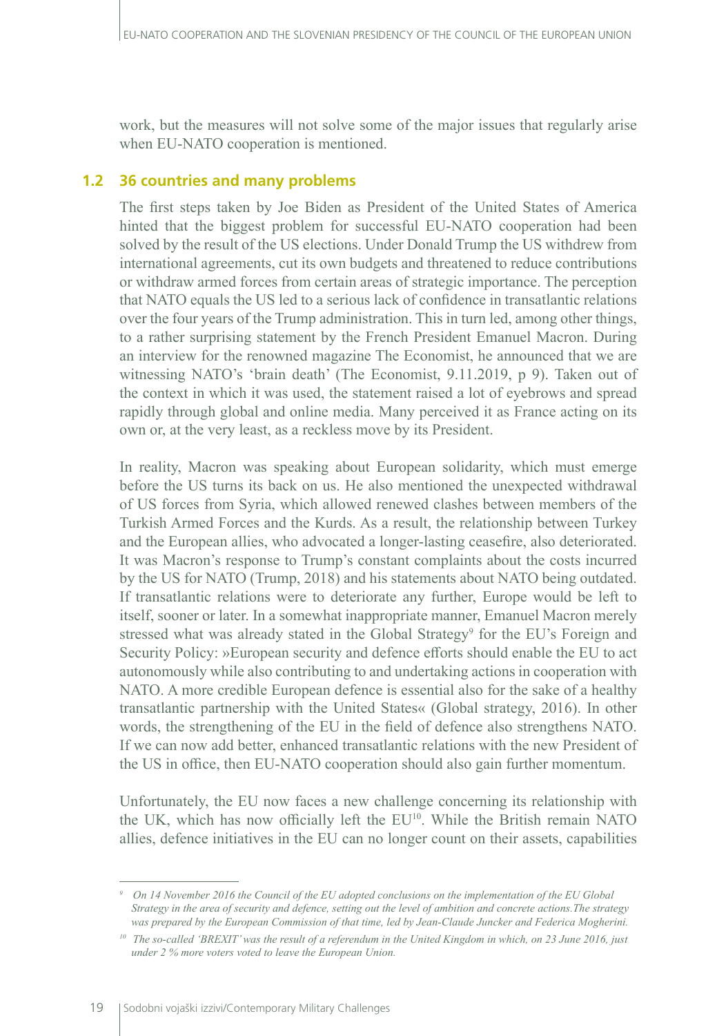work, but the measures will not solve some of the major issues that regularly arise when EU-NATO cooperation is mentioned.

## 1.2 36 countries and many problems

The first steps taken by Joe Biden as President of the United States of America hinted that the biggest problem for successful EU-NATO cooperation had been solved by the result of the US elections. Under Donald Trump the US withdrew from international agreements, cut its own budgets and threatened to reduce contributions or withdraw armed forces from certain areas of strategic importance. The perception that NATO equals the US led to a serious lack of confidence in transatlantic relations over the four years of the Trump administration. This in turn led, among other things, to a rather surprising statement by the French President Emanuel Macron. During an interview for the renowned magazine The Economist, he announced that we are witnessing NATO's 'brain death' (The Economist, 9.11.2019, p 9). Taken out of the context in which it was used, the statement raised a lot of eyebrows and spread rapidly through global and online media. Many perceived it as France acting on its own or, at the very least, as a reckless move by its President.

In reality, Macron was speaking about European solidarity, which must emerge before the US turns its back on us. He also mentioned the unexpected withdrawal of US forces from Syria, which allowed renewed clashes between members of the Turkish Armed Forces and the Kurds. As a result, the relationship between Turkey and the European allies, who advocated a longer-lasting ceasefire, also deteriorated. It was Macron's response to Trump's constant complaints about the costs incurred by the US for NATO (Trump, 2018) and his statements about NATO being outdated. If transatlantic relations were to deteriorate any further, Europe would be left to itself, sooner or later. In a somewhat inappropriate manner, Emanuel Macron merely stressed what was already stated in the Global Strategy[9] for the EU's Foreign and Security Policy: »European security and defence efforts should enable the EU to act autonomously while also contributing to and undertaking actions in cooperation with NATO. A more credible European defence is essential also for the sake of a healthy transatlantic partnership with the United States« (Global strategy, 2016). In other words, the strengthening of the EU in the field of defence also strengthens NATO. If we can now add better, enhanced transatlantic relations with the new President of the US in office, then EU-NATO cooperation should also gain further momentum.

Unfortunately, the EU now faces a new challenge concerning its relationship with the UK, which has now officially left the EU[10]. While the British remain NATO allies, defence initiatives in the EU can no longer count on their assets, capabilities

---

[9] *On 14 November 2016 the Council of the EU adopted conclusions on the implementation of the EU Global Strategy in the area of security and defence, setting out the level of ambition and concrete actions.The strategy was prepared by the European Commission of that time, led by Jean-Claude Juncker and Federica Mogherini.*

[10] *The so-called 'BREXIT' was the result of a referendum in the United Kingdom in which, on 23 June 2016, just under 2 % more voters voted to leave the European Union.*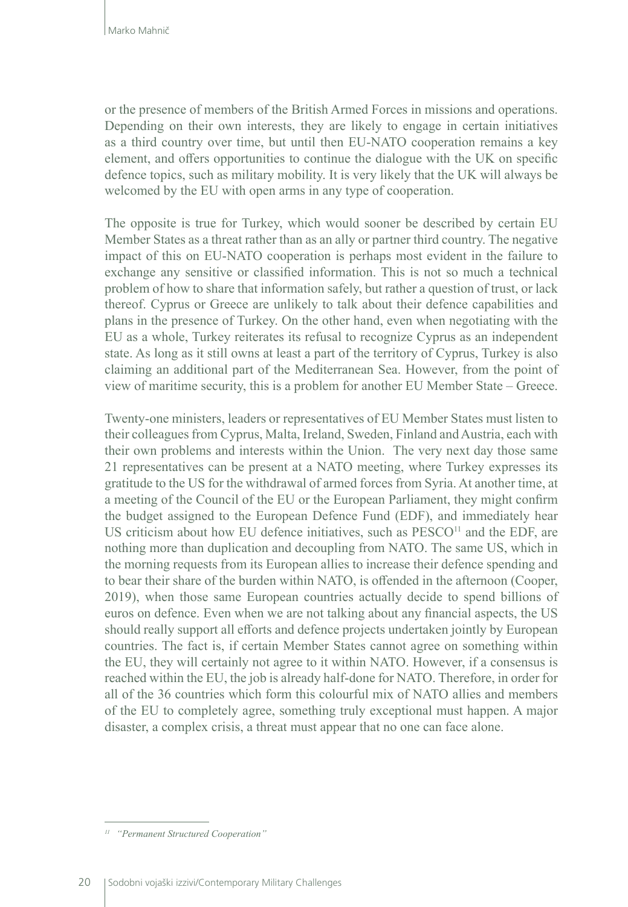or the presence of members of the British Armed Forces in missions and operations. Depending on their own interests, they are likely to engage in certain initiatives as a third country over time, but until then EU-NATO cooperation remains a key element, and offers opportunities to continue the dialogue with the UK on specific defence topics, such as military mobility. It is very likely that the UK will always be welcomed by the EU with open arms in any type of cooperation.

The opposite is true for Turkey, which would sooner be described by certain EU Member States as a threat rather than as an ally or partner third country. The negative impact of this on EU-NATO cooperation is perhaps most evident in the failure to exchange any sensitive or classified information. This is not so much a technical problem of how to share that information safely, but rather a question of trust, or lack thereof. Cyprus or Greece are unlikely to talk about their defence capabilities and plans in the presence of Turkey. On the other hand, even when negotiating with the EU as a whole, Turkey reiterates its refusal to recognize Cyprus as an independent state. As long as it still owns at least a part of the territory of Cyprus, Turkey is also claiming an additional part of the Mediterranean Sea. However, from the point of view of maritime security, this is a problem for another EU Member State – Greece.

Twenty-one ministers, leaders or representatives of EU Member States must listen to their colleagues from Cyprus, Malta, Ireland, Sweden, Finland and Austria, each with their own problems and interests within the Union. The very next day those same 21 representatives can be present at a NATO meeting, where Turkey expresses its gratitude to the US for the withdrawal of armed forces from Syria. At another time, at a meeting of the Council of the EU or the European Parliament, they might confirm the budget assigned to the European Defence Fund (EDF), and immediately hear US criticism about how EU defence initiatives, such as PESCO[11] and the EDF, are nothing more than duplication and decoupling from NATO. The same US, which in the morning requests from its European allies to increase their defence spending and to bear their share of the burden within NATO, is offended in the afternoon (Cooper, 2019), when those same European countries actually decide to spend billions of euros on defence. Even when we are not talking about any financial aspects, the US should really support all efforts and defence projects undertaken jointly by European countries. The fact is, if certain Member States cannot agree on something within the EU, they will certainly not agree to it within NATO. However, if a consensus is reached within the EU, the job is already half-done for NATO. Therefore, in order for all of the 36 countries which form this colourful mix of NATO allies and members of the EU to completely agree, something truly exceptional must happen. A major disaster, a complex crisis, a threat must appear that no one can face alone.

---

[11] *"Permanent Structured Cooperation"*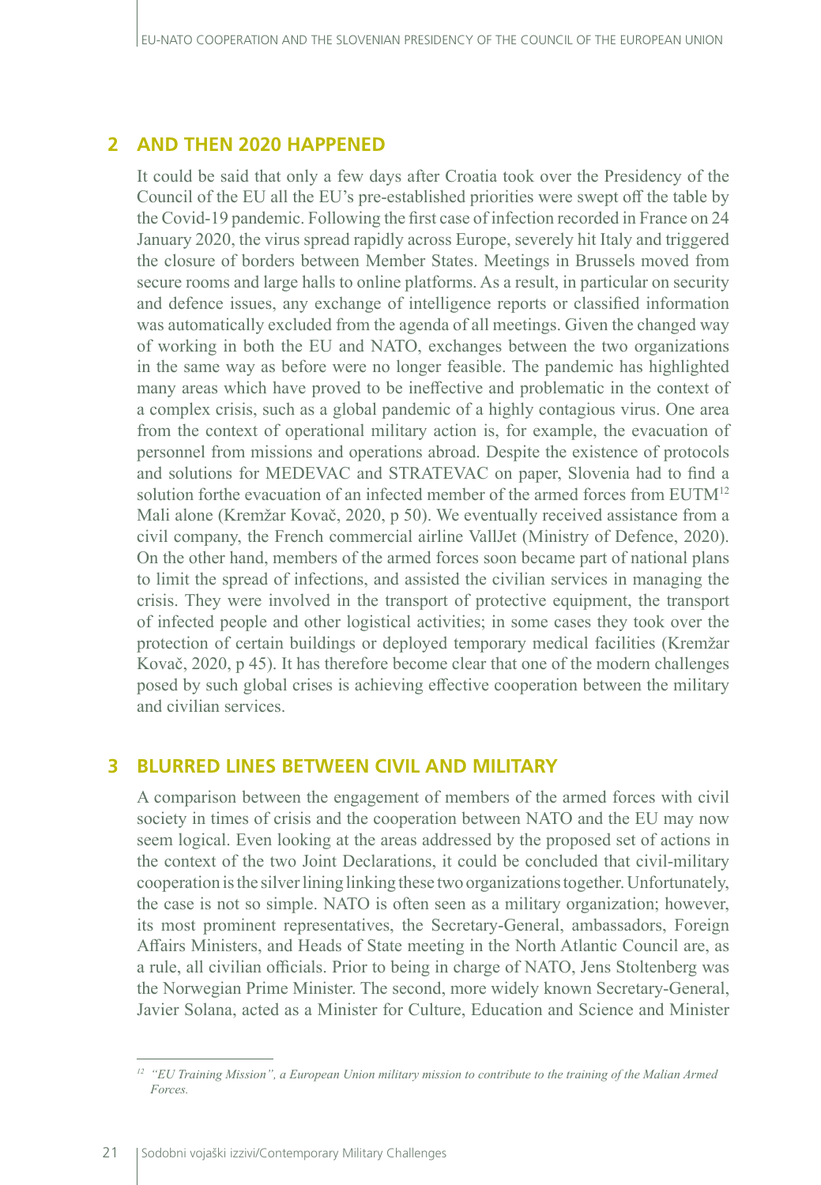## 2 AND THEN 2020 HAPPENED

It could be said that only a few days after Croatia took over the Presidency of the Council of the EU all the EU's pre-established priorities were swept off the table by the Covid-19 pandemic. Following the first case of infection recorded in France on 24 January 2020, the virus spread rapidly across Europe, severely hit Italy and triggered the closure of borders between Member States. Meetings in Brussels moved from secure rooms and large halls to online platforms. As a result, in particular on security and defence issues, any exchange of intelligence reports or classified information was automatically excluded from the agenda of all meetings. Given the changed way of working in both the EU and NATO, exchanges between the two organizations in the same way as before were no longer feasible. The pandemic has highlighted many areas which have proved to be ineffective and problematic in the context of a complex crisis, such as a global pandemic of a highly contagious virus. One area from the context of operational military action is, for example, the evacuation of personnel from missions and operations abroad. Despite the existence of protocols and solutions for MEDEVAC and STRATEVAC on paper, Slovenia had to find a solution forthe evacuation of an infected member of the armed forces from EUTM[12] Mali alone (Kremžar Kovač, 2020, p 50). We eventually received assistance from a civil company, the French commercial airline VallJet (Ministry of Defence, 2020). On the other hand, members of the armed forces soon became part of national plans to limit the spread of infections, and assisted the civilian services in managing the crisis. They were involved in the transport of protective equipment, the transport of infected people and other logistical activities; in some cases they took over the protection of certain buildings or deployed temporary medical facilities (Kremžar Kovač, 2020, p 45). It has therefore become clear that one of the modern challenges posed by such global crises is achieving effective cooperation between the military and civilian services.

## 3 BLURRED LINES BETWEEN CIVIL AND MILITARY

A comparison between the engagement of members of the armed forces with civil society in times of crisis and the cooperation between NATO and the EU may now seem logical. Even looking at the areas addressed by the proposed set of actions in the context of the two Joint Declarations, it could be concluded that civil-military cooperation is the silver lining linking these two organizations together. Unfortunately, the case is not so simple. NATO is often seen as a military organization; however, its most prominent representatives, the Secretary-General, ambassadors, Foreign Affairs Ministers, and Heads of State meeting in the North Atlantic Council are, as a rule, all civilian officials. Prior to being in charge of NATO, Jens Stoltenberg was the Norwegian Prime Minister. The second, more widely known Secretary-General, Javier Solana, acted as a Minister for Culture, Education and Science and Minister

---

[12] *"EU Training Mission", a European Union military mission to contribute to the training of the Malian Armed Forces.*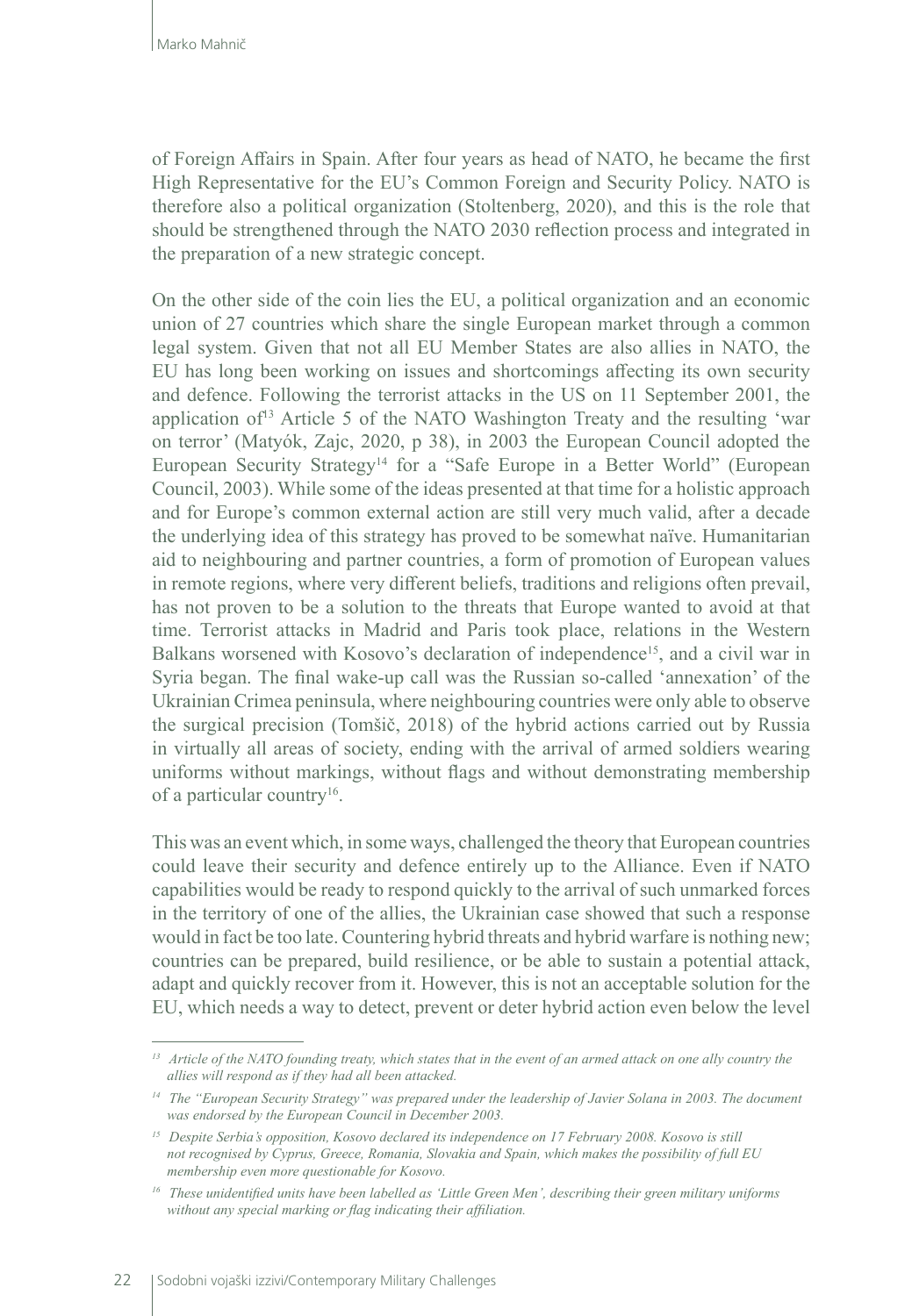of Foreign Affairs in Spain. After four years as head of NATO, he became the first High Representative for the EU's Common Foreign and Security Policy. NATO is therefore also a political organization (Stoltenberg, 2020), and this is the role that should be strengthened through the NATO 2030 reflection process and integrated in the preparation of a new strategic concept.

On the other side of the coin lies the EU, a political organization and an economic union of 27 countries which share the single European market through a common legal system. Given that not all EU Member States are also allies in NATO, the EU has long been working on issues and shortcomings affecting its own security and defence. Following the terrorist attacks in the US on 11 September 2001, the application of[13] Article 5 of the NATO Washington Treaty and the resulting 'war on terror' (Matyók, Zajc, 2020, p 38), in 2003 the European Council adopted the European Security Strategy[14] for a "Safe Europe in a Better World" (European Council, 2003). While some of the ideas presented at that time for a holistic approach and for Europe's common external action are still very much valid, after a decade the underlying idea of this strategy has proved to be somewhat naïve. Humanitarian aid to neighbouring and partner countries, a form of promotion of European values in remote regions, where very different beliefs, traditions and religions often prevail, has not proven to be a solution to the threats that Europe wanted to avoid at that time. Terrorist attacks in Madrid and Paris took place, relations in the Western Balkans worsened with Kosovo's declaration of independence[15], and a civil war in Syria began. The final wake-up call was the Russian so-called 'annexation' of the Ukrainian Crimea peninsula, where neighbouring countries were only able to observe the surgical precision (Tomšič, 2018) of the hybrid actions carried out by Russia in virtually all areas of society, ending with the arrival of armed soldiers wearing uniforms without markings, without flags and without demonstrating membership of a particular country[16].

This was an event which, in some ways, challenged the theory that European countries could leave their security and defence entirely up to the Alliance. Even if NATO capabilities would be ready to respond quickly to the arrival of such unmarked forces in the territory of one of the allies, the Ukrainian case showed that such a response would in fact be too late. Countering hybrid threats and hybrid warfare is nothing new; countries can be prepared, build resilience, or be able to sustain a potential attack, adapt and quickly recover from it. However, this is not an acceptable solution for the EU, which needs a way to detect, prevent or deter hybrid action even below the level

---

[13] *Article of the NATO founding treaty, which states that in the event of an armed attack on one ally country the allies will respond as if they had all been attacked.*

[14] *The "European Security Strategy" was prepared under the leadership of Javier Solana in 2003. The document was endorsed by the European Council in December 2003.*

[15] *Despite Serbia's opposition, Kosovo declared its independence on 17 February 2008. Kosovo is still not recognised by Cyprus, Greece, Romania, Slovakia and Spain, which makes the possibility of full EU membership even more questionable for Kosovo.*

[16] *These unidentified units have been labelled as 'Little Green Men', describing their green military uniforms without any special marking or flag indicating their affiliation.*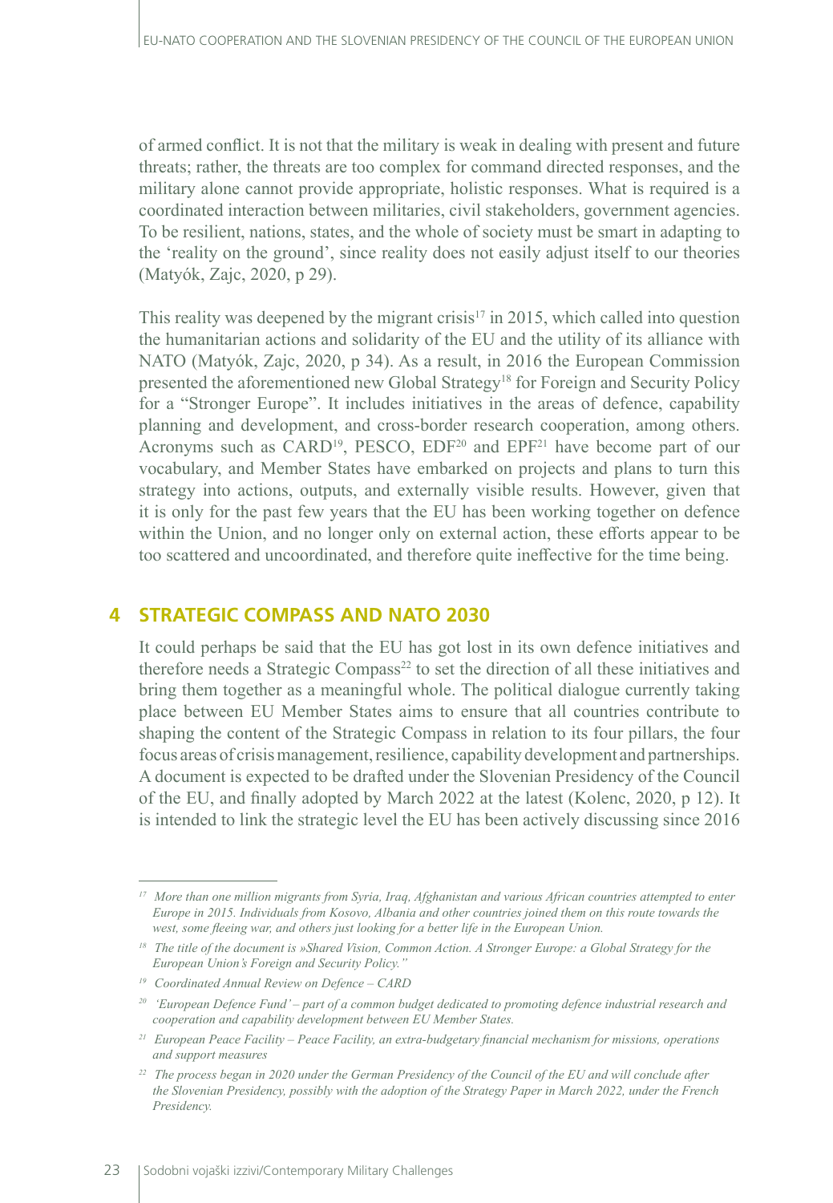of armed conflict. It is not that the military is weak in dealing with present and future threats; rather, the threats are too complex for command directed responses, and the military alone cannot provide appropriate, holistic responses. What is required is a coordinated interaction between militaries, civil stakeholders, government agencies. To be resilient, nations, states, and the whole of society must be smart in adapting to the 'reality on the ground', since reality does not easily adjust itself to our theories (Matyók, Zajc, 2020, p 29).

This reality was deepened by the migrant crisis[17] in 2015, which called into question the humanitarian actions and solidarity of the EU and the utility of its alliance with NATO (Matyók, Zajc, 2020, p 34). As a result, in 2016 the European Commission presented the aforementioned new Global Strategy[18] for Foreign and Security Policy for a "Stronger Europe". It includes initiatives in the areas of defence, capability planning and development, and cross-border research cooperation, among others. Acronyms such as CARD[19], PESCO, EDF[20] and EPF[21] have become part of our vocabulary, and Member States have embarked on projects and plans to turn this strategy into actions, outputs, and externally visible results. However, given that it is only for the past few years that the EU has been working together on defence within the Union, and no longer only on external action, these efforts appear to be too scattered and uncoordinated, and therefore quite ineffective for the time being.

## 4 STRATEGIC COMPASS AND NATO 2030

It could perhaps be said that the EU has got lost in its own defence initiatives and therefore needs a Strategic Compass[22] to set the direction of all these initiatives and bring them together as a meaningful whole. The political dialogue currently taking place between EU Member States aims to ensure that all countries contribute to shaping the content of the Strategic Compass in relation to its four pillars, the four focus areas of crisis management, resilience, capability development and partnerships. A document is expected to be drafted under the Slovenian Presidency of the Council of the EU, and finally adopted by March 2022 at the latest (Kolenc, 2020, p 12). It is intended to link the strategic level the EU has been actively discussing since 2016

---

*[17] More than one million migrants from Syria, Iraq, Afghanistan and various African countries attempted to enter Europe in 2015. Individuals from Kosovo, Albania and other countries joined them on this route towards the west, some fleeing war, and others just looking for a better life in the European Union.*

*[18] The title of the document is »Shared Vision, Common Action. A Stronger Europe: a Global Strategy for the European Union's Foreign and Security Policy."*

*[19] Coordinated Annual Review on Defence – CARD*

*[20] 'European Defence Fund' – part of a common budget dedicated to promoting defence industrial research and cooperation and capability development between EU Member States.*

*[21] European Peace Facility – Peace Facility, an extra-budgetary financial mechanism for missions, operations and support measures*

*[22] The process began in 2020 under the German Presidency of the Council of the EU and will conclude after the Slovenian Presidency, possibly with the adoption of the Strategy Paper in March 2022, under the French Presidency.*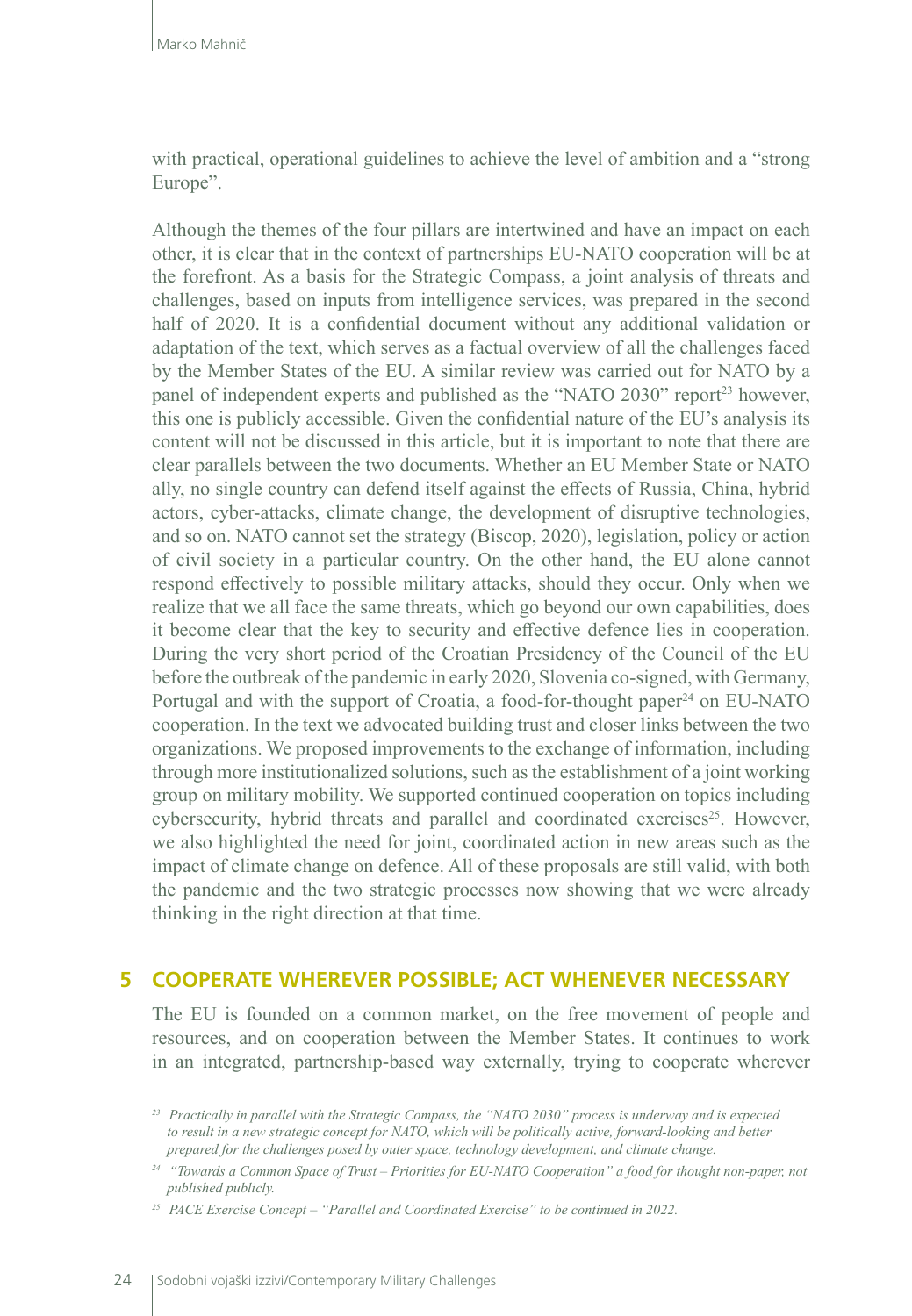with practical, operational guidelines to achieve the level of ambition and a "strong Europe".

Although the themes of the four pillars are intertwined and have an impact on each other, it is clear that in the context of partnerships EU-NATO cooperation will be at the forefront. As a basis for the Strategic Compass, a joint analysis of threats and challenges, based on inputs from intelligence services, was prepared in the second half of 2020. It is a confidential document without any additional validation or adaptation of the text, which serves as a factual overview of all the challenges faced by the Member States of the EU. A similar review was carried out for NATO by a panel of independent experts and published as the "NATO 2030" report[23] however, this one is publicly accessible. Given the confidential nature of the EU's analysis its content will not be discussed in this article, but it is important to note that there are clear parallels between the two documents. Whether an EU Member State or NATO ally, no single country can defend itself against the effects of Russia, China, hybrid actors, cyber-attacks, climate change, the development of disruptive technologies, and so on. NATO cannot set the strategy (Biscop, 2020), legislation, policy or action of civil society in a particular country. On the other hand, the EU alone cannot respond effectively to possible military attacks, should they occur. Only when we realize that we all face the same threats, which go beyond our own capabilities, does it become clear that the key to security and effective defence lies in cooperation. During the very short period of the Croatian Presidency of the Council of the EU before the outbreak of the pandemic in early 2020, Slovenia co-signed, with Germany, Portugal and with the support of Croatia, a food-for-thought paper[24] on EU-NATO cooperation. In the text we advocated building trust and closer links between the two organizations. We proposed improvements to the exchange of information, including through more institutionalized solutions, such as the establishment of a joint working group on military mobility. We supported continued cooperation on topics including cybersecurity, hybrid threats and parallel and coordinated exercises[25]. However, we also highlighted the need for joint, coordinated action in new areas such as the impact of climate change on defence. All of these proposals are still valid, with both the pandemic and the two strategic processes now showing that we were already thinking in the right direction at that time.

## 5 COOPERATE WHEREVER POSSIBLE; ACT WHENEVER NECESSARY

The EU is founded on a common market, on the free movement of people and resources, and on cooperation between the Member States. It continues to work in an integrated, partnership-based way externally, trying to cooperate wherever

---

[23] *Practically in parallel with the Strategic Compass, the "NATO 2030" process is underway and is expected to result in a new strategic concept for NATO, which will be politically active, forward-looking and better prepared for the challenges posed by outer space, technology development, and climate change.*

[24] *"Towards a Common Space of Trust – Priorities for EU-NATO Cooperation" a food for thought non-paper, not published publicly.*

[25] *PACE Exercise Concept – "Parallel and Coordinated Exercise" to be continued in 2022.*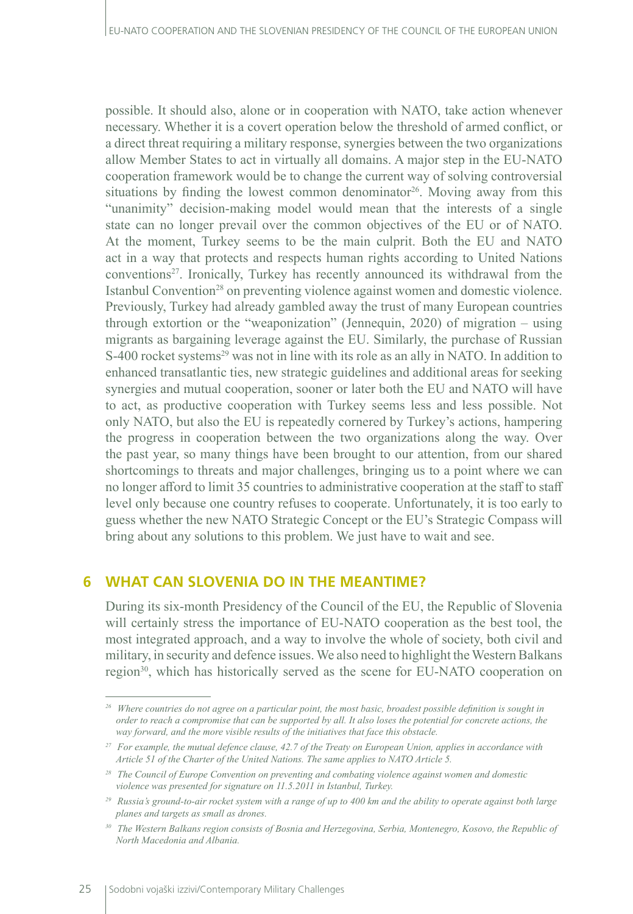possible. It should also, alone or in cooperation with NATO, take action whenever necessary. Whether it is a covert operation below the threshold of armed conflict, or a direct threat requiring a military response, synergies between the two organizations allow Member States to act in virtually all domains. A major step in the EU-NATO cooperation framework would be to change the current way of solving controversial situations by finding the lowest common denominator[26]. Moving away from this "unanimity" decision-making model would mean that the interests of a single state can no longer prevail over the common objectives of the EU or of NATO. At the moment, Turkey seems to be the main culprit. Both the EU and NATO act in a way that protects and respects human rights according to United Nations conventions[27]. Ironically, Turkey has recently announced its withdrawal from the Istanbul Convention[28] on preventing violence against women and domestic violence. Previously, Turkey had already gambled away the trust of many European countries through extortion or the "weaponization" (Jennequin, 2020) of migration – using migrants as bargaining leverage against the EU. Similarly, the purchase of Russian S-400 rocket systems[29] was not in line with its role as an ally in NATO. In addition to enhanced transatlantic ties, new strategic guidelines and additional areas for seeking synergies and mutual cooperation, sooner or later both the EU and NATO will have to act, as productive cooperation with Turkey seems less and less possible. Not only NATO, but also the EU is repeatedly cornered by Turkey's actions, hampering the progress in cooperation between the two organizations along the way. Over the past year, so many things have been brought to our attention, from our shared shortcomings to threats and major challenges, bringing us to a point where we can no longer afford to limit 35 countries to administrative cooperation at the staff to staff level only because one country refuses to cooperate. Unfortunately, it is too early to guess whether the new NATO Strategic Concept or the EU's Strategic Compass will bring about any solutions to this problem. We just have to wait and see.

## 6 WHAT CAN SLOVENIA DO IN THE MEANTIME?

During its six-month Presidency of the Council of the EU, the Republic of Slovenia will certainly stress the importance of EU-NATO cooperation as the best tool, the most integrated approach, and a way to involve the whole of society, both civil and military, in security and defence issues. We also need to highlight the Western Balkans region[30], which has historically served as the scene for EU-NATO cooperation on

---

[26] *Where countries do not agree on a particular point, the most basic, broadest possible definition is sought in order to reach a compromise that can be supported by all. It also loses the potential for concrete actions, the way forward, and the more visible results of the initiatives that face this obstacle.*

[27] *For example, the mutual defence clause, 42.7 of the Treaty on European Union, applies in accordance with Article 51 of the Charter of the United Nations. The same applies to NATO Article 5.*

[28] *The Council of Europe Convention on preventing and combating violence against women and domestic violence was presented for signature on 11.5.2011 in Istanbul, Turkey.*

[29] *Russia's ground-to-air rocket system with a range of up to 400 km and the ability to operate against both large planes and targets as small as drones.*

[30] *The Western Balkans region consists of Bosnia and Herzegovina, Serbia, Montenegro, Kosovo, the Republic of North Macedonia and Albania.*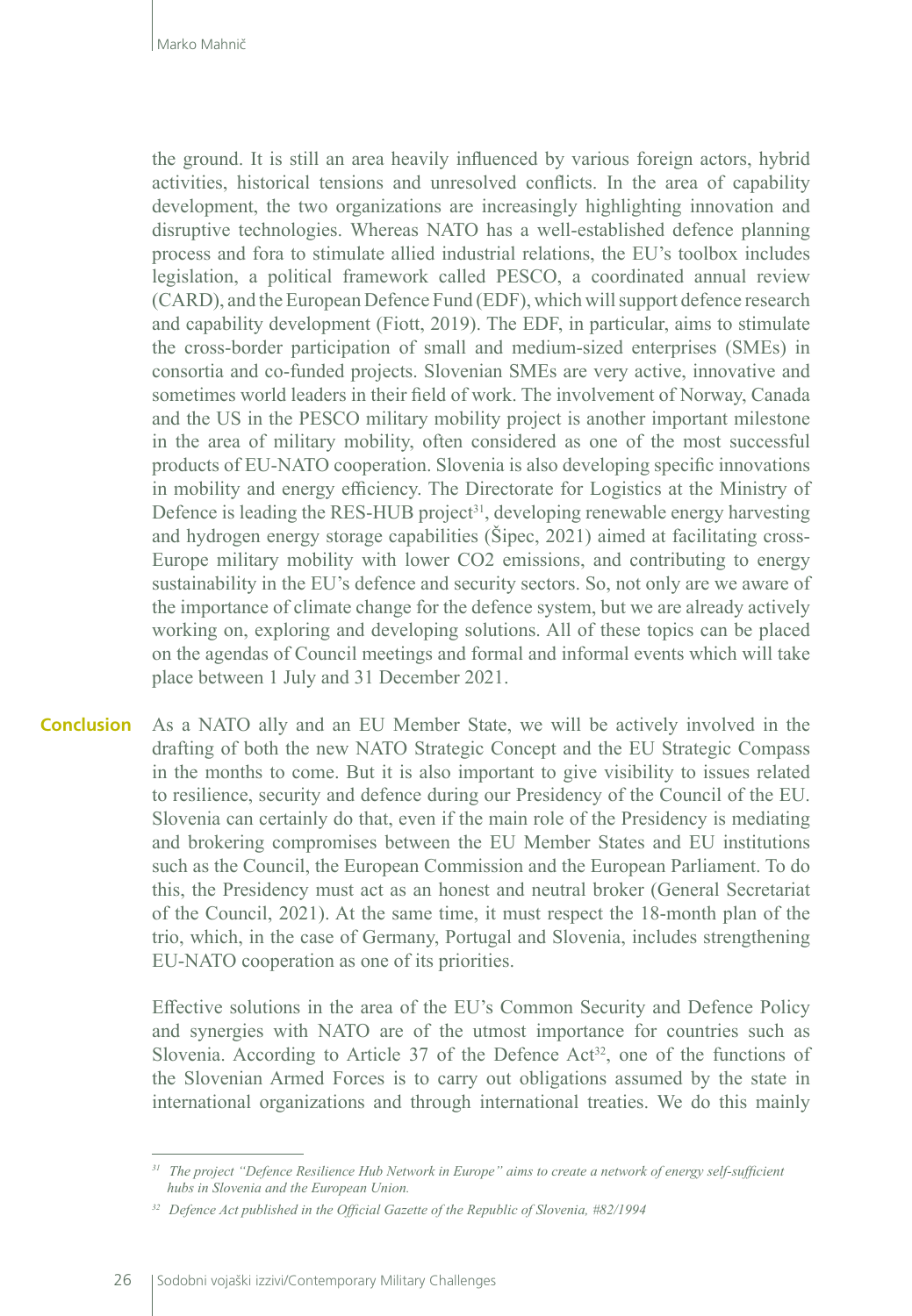the ground. It is still an area heavily influenced by various foreign actors, hybrid activities, historical tensions and unresolved conflicts. In the area of capability development, the two organizations are increasingly highlighting innovation and disruptive technologies. Whereas NATO has a well-established defence planning process and fora to stimulate allied industrial relations, the EU's toolbox includes legislation, a political framework called PESCO, a coordinated annual review (CARD), and the European Defence Fund (EDF), which will support defence research and capability development (Fiott, 2019). The EDF, in particular, aims to stimulate the cross-border participation of small and medium-sized enterprises (SMEs) in consortia and co-funded projects. Slovenian SMEs are very active, innovative and sometimes world leaders in their field of work. The involvement of Norway, Canada and the US in the PESCO military mobility project is another important milestone in the area of military mobility, often considered as one of the most successful products of EU-NATO cooperation. Slovenia is also developing specific innovations in mobility and energy efficiency. The Directorate for Logistics at the Ministry of Defence is leading the RES-HUB project[31], developing renewable energy harvesting and hydrogen energy storage capabilities (Šipec, 2021) aimed at facilitating cross-Europe military mobility with lower $CO_2$ emissions, and contributing to energy sustainability in the EU's defence and security sectors. So, not only are we aware of the importance of climate change for the defence system, but we are already actively working on, exploring and developing solutions. All of these topics can be placed on the agendas of Council meetings and formal and informal events which will take place between 1 July and 31 December 2021.

## Conclusion

As a NATO ally and an EU Member State, we will be actively involved in the drafting of both the new NATO Strategic Concept and the EU Strategic Compass in the months to come. But it is also important to give visibility to issues related to resilience, security and defence during our Presidency of the Council of the EU. Slovenia can certainly do that, even if the main role of the Presidency is mediating and brokering compromises between the EU Member States and EU institutions such as the Council, the European Commission and the European Parliament. To do this, the Presidency must act as an honest and neutral broker (General Secretariat of the Council, 2021). At the same time, it must respect the 18-month plan of the trio, which, in the case of Germany, Portugal and Slovenia, includes strengthening EU-NATO cooperation as one of its priorities.

Effective solutions in the area of the EU's Common Security and Defence Policy and synergies with NATO are of the utmost importance for countries such as Slovenia. According to Article 37 of the Defence Act[32], one of the functions of the Slovenian Armed Forces is to carry out obligations assumed by the state in international organizations and through international treaties. We do this mainly

---

[31] *The project "Defence Resilience Hub Network in Europe" aims to create a network of energy self-sufficient hubs in Slovenia and the European Union.*

[32] *Defence Act published in the Official Gazette of the Republic of Slovenia, #82/1994*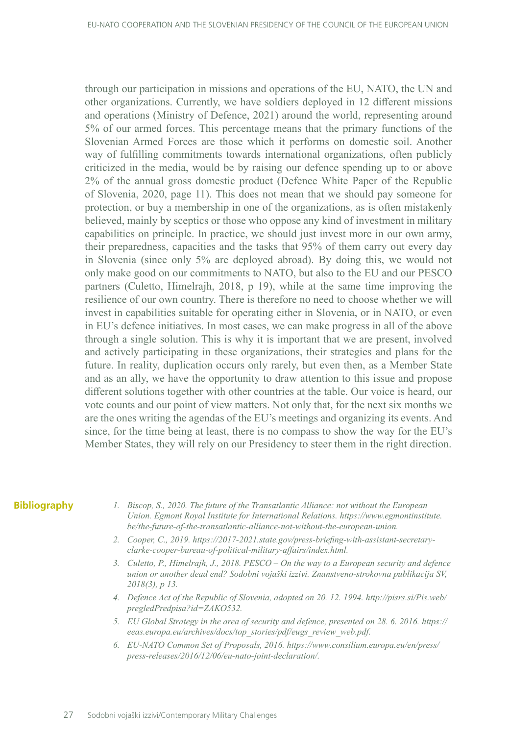through our participation in missions and operations of the EU, NATO, the UN and other organizations. Currently, we have soldiers deployed in 12 different missions and operations (Ministry of Defence, 2021) around the world, representing around 5% of our armed forces. This percentage means that the primary functions of the Slovenian Armed Forces are those which it performs on domestic soil. Another way of fulfilling commitments towards international organizations, often publicly criticized in the media, would be by raising our defence spending up to or above 2% of the annual gross domestic product (Defence White Paper of the Republic of Slovenia, 2020, page 11). This does not mean that we should pay someone for protection, or buy a membership in one of the organizations, as is often mistakenly believed, mainly by sceptics or those who oppose any kind of investment in military capabilities on principle. In practice, we should just invest more in our own army, their preparedness, capacities and the tasks that 95% of them carry out every day in Slovenia (since only 5% are deployed abroad). By doing this, we would not only make good on our commitments to NATO, but also to the EU and our PESCO partners (Culetto, Himelrajh, 2018, p 19), while at the same time improving the resilience of our own country. There is therefore no need to choose whether we will invest in capabilities suitable for operating either in Slovenia, or in NATO, or even in EU's defence initiatives. In most cases, we can make progress in all of the above through a single solution. This is why it is important that we are present, involved and actively participating in these organizations, their strategies and plans for the future. In reality, duplication occurs only rarely, but even then, as a Member State and as an ally, we have the opportunity to draw attention to this issue and propose different solutions together with other countries at the table. Our voice is heard, our vote counts and our point of view matters. Not only that, for the next six months we are the ones writing the agendas of the EU's meetings and organizing its events. And since, for the time being at least, there is no compass to show the way for the EU's Member States, they will rely on our Presidency to steer them in the right direction.

## Bibliography

1. *Biscop, S., 2020. The future of the Transatlantic Alliance: not without the European Union. Egmont Royal Institute for International Relations. https://www.egmontinstitute.be/the-future-of-the-transatlantic-alliance-not-without-the-european-union.*
2. *Cooper, C., 2019. https://2017-2021.state.gov/press-briefing-with-assistant-secretary-clarke-cooper-bureau-of-political-military-affairs/index.html.*
3. *Culetto, P., Himelrajh, J., 2018. PESCO – On the way to a European security and defence union or another dead end? Sodobni vojaški izzivi. Znanstveno-strokovna publikacija SV, 2018(3), p 13.*
4. *Defence Act of the Republic of Slovenia, adopted on 20. 12. 1994. http://pisrs.si/Pis.web/pregledPredpisa?id=ZAKO532.*
5. *EU Global Strategy in the area of security and defence, presented on 28. 6. 2016. https://eeas.europa.eu/archives/docs/top_stories/pdf/eugs_review_web.pdf.*
6. *EU-NATO Common Set of Proposals, 2016. https://www.consilium.europa.eu/en/press/press-releases/2016/12/06/eu-nato-joint-declaration/.*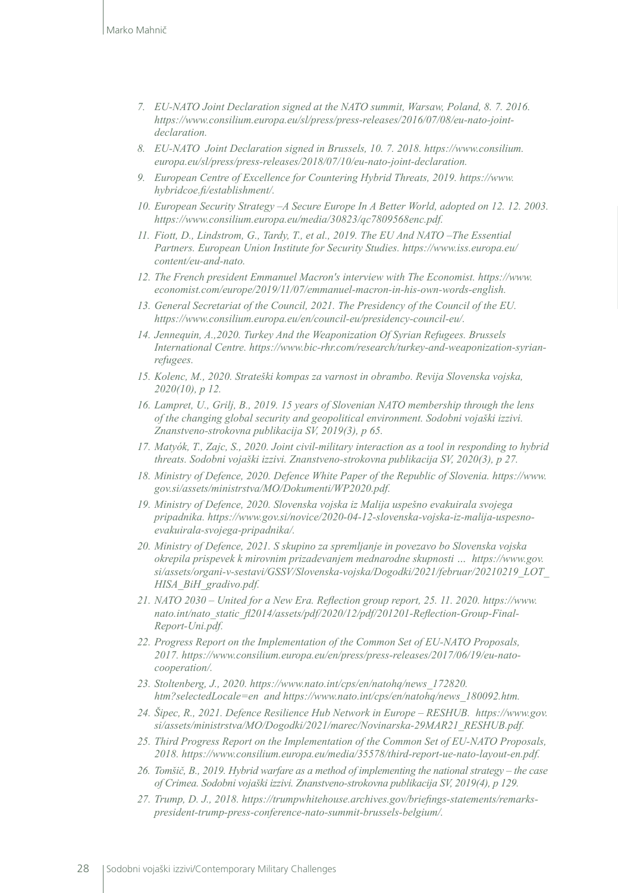7. *EU-NATO Joint Declaration signed at the NATO summit, Warsaw, Poland, 8. 7. 2016. https://www.consilium.europa.eu/sl/press/press-releases/2016/07/08/eu-nato-joint-declaration.*
8. *EU-NATO Joint Declaration signed in Brussels, 10. 7. 2018. https://www.consilium.europa.eu/sl/press/press-releases/2018/07/10/eu-nato-joint-declaration.*
9. *European Centre of Excellence for Countering Hybrid Threats, 2019. https://www.hybridcoe.fi/establishment/.*
10. *European Security Strategy –A Secure Europe In A Better World, adopted on 12. 12. 2003. https://www.consilium.europa.eu/media/30823/qc7809568enc.pdf.*
11. *Fiott, D., Lindstrom, G., Tardy, T., et al., 2019. The EU And NATO –The Essential Partners. European Union Institute for Security Studies. https://www.iss.europa.eu/content/eu-and-nato.*
12. *The French president Emmanuel Macron's interview with The Economist. https://www.economist.com/europe/2019/11/07/emmanuel-macron-in-his-own-words-english.*
13. *General Secretariat of the Council, 2021. The Presidency of the Council of the EU. https://www.consilium.europa.eu/en/council-eu/presidency-council-eu/.*
14. *Jennequin, A.,2020. Turkey And the Weaponization Of Syrian Refugees. Brussels International Centre. https://www.bic-rhr.com/research/turkey-and-weaponization-syrian-refugees.*
15. *Kolenc, M., 2020. Strateški kompas za varnost in obrambo. Revija Slovenska vojska, 2020(10), p 12.*
16. *Lampret, U., Grilj, B., 2019. 15 years of Slovenian NATO membership through the lens of the changing global security and geopolitical environment. Sodobni vojaški izzivi. Znanstveno-strokovna publikacija SV, 2019(3), p 65.*
17. *Matyók, T., Zajc, S., 2020. Joint civil-military interaction as a tool in responding to hybrid threats. Sodobni vojaški izzivi. Znanstveno-strokovna publikacija SV, 2020(3), p 27.*
18. *Ministry of Defence, 2020. Defence White Paper of the Republic of Slovenia. https://www.gov.si/assets/ministrstva/MO/Dokumenti/WP2020.pdf.*
19. *Ministry of Defence, 2020. Slovenska vojska iz Malija uspešno evakuirala svojega pripadnika. https://www.gov.si/novice/2020-04-12-slovenska-vojska-iz-malija-uspesno-evakuirala-svojega-pripadnika/.*
20. *Ministry of Defence, 2021. S skupino za spremljanje in povezavo bo Slovenska vojska okrepila prispevek k mirovnim prizadevanjem mednarodne skupnosti … https://www.gov.si/assets/organi-v-sestavi/GSSV/Slovenska-vojska/Dogodki/2021/februar/20210219_LOT_HISA_BiH_gradivo.pdf.*
21. *NATO 2030 – United for a New Era. Reflection group report, 25. 11. 2020. https://www.nato.int/nato_static_fl2014/assets/pdf/2020/12/pdf/201201-Reflection-Group-Final-Report-Uni.pdf.*
22. *Progress Report on the Implementation of the Common Set of EU-NATO Proposals, 2017. https://www.consilium.europa.eu/en/press/press-releases/2017/06/19/eu-nato-cooperation/.*
23. *Stoltenberg, J., 2020. https://www.nato.int/cps/en/natohq/news_172820.htm?selectedLocale=en and https://www.nato.int/cps/en/natohq/news_180092.htm.*
24. *Šipec, R., 2021. Defence Resilience Hub Network in Europe – RESHUB. https://www.gov.si/assets/ministrstva/MO/Dogodki/2021/marec/Novinarska-29MAR21_RESHUB.pdf.*
25. *Third Progress Report on the Implementation of the Common Set of EU-NATO Proposals, 2018. https://www.consilium.europa.eu/media/35578/third-report-ue-nato-layout-en.pdf.*
26. *Tomšič, B., 2019. Hybrid warfare as a method of implementing the national strategy – the case of Crimea. Sodobni vojaški izzivi. Znanstveno-strokovna publikacija SV, 2019(4), p 129.*
27. *Trump, D. J., 2018. https://trumpwhitehouse.archives.gov/briefings-statements/remarks-president-trump-press-conference-nato-summit-brussels-belgium/.*